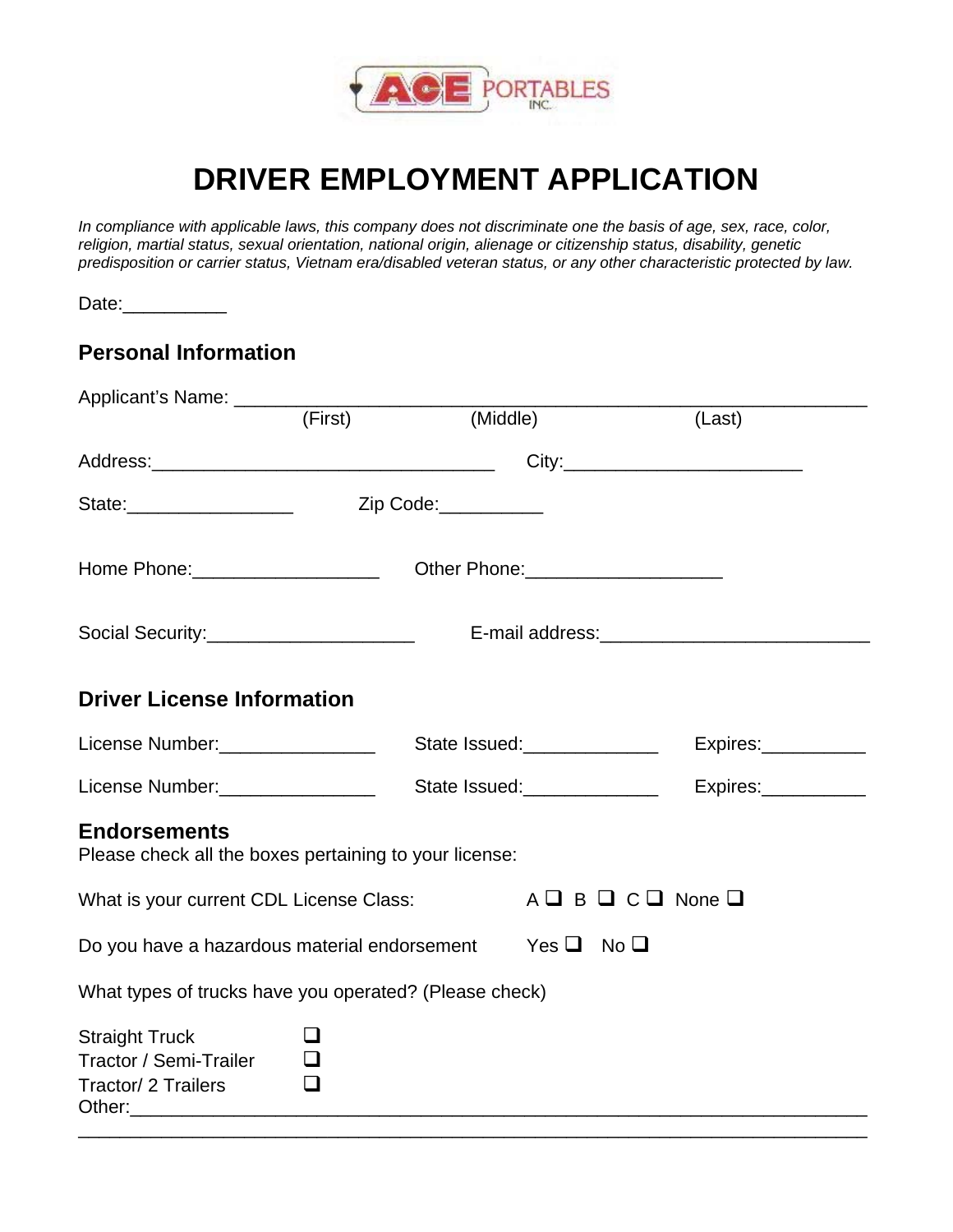# DRIVER EMPLOYMENT APPLICATION

*In compliance with applicable laws, this company does not discriminate one the basis of age, sex, race, color, religion, martial status, sexual orientation, national origin, alienage or citizenship status, disability, genetic predisposition or carrier status, Vietnam era/disabled veteran status, or any other characteristic protected by law.*

Date:__________

## Personal Information

Applicant's Name: ____________________________________________________________
(First) (Middle) (Last)

Address:__________________________________ City:______________________

State:________________ Zip Code:__________

Home Phone:__________________ Other Phone:___________________

Social Security:____________________ E-mail address:_________________________

## Driver License Information

License Number:_______________ State Issued:_____________ Expires:__________

License Number:_______________ State Issued:_____________ Expires:__________

## Endorsements

Please check all the boxes pertaining to your license:

What is your current CDL License Class: A ☐ B ☐ C ☐ None ☐

Do you have a hazardous material endorsement Yes ☐ No ☐

What types of trucks have you operated? (Please check)

Straight Truck ☐
Tractor / Semi-Trailer ☐
Tractor/ 2 Trailers ☐
Other:_________________________________________________________________________
_______________________________________________________________________________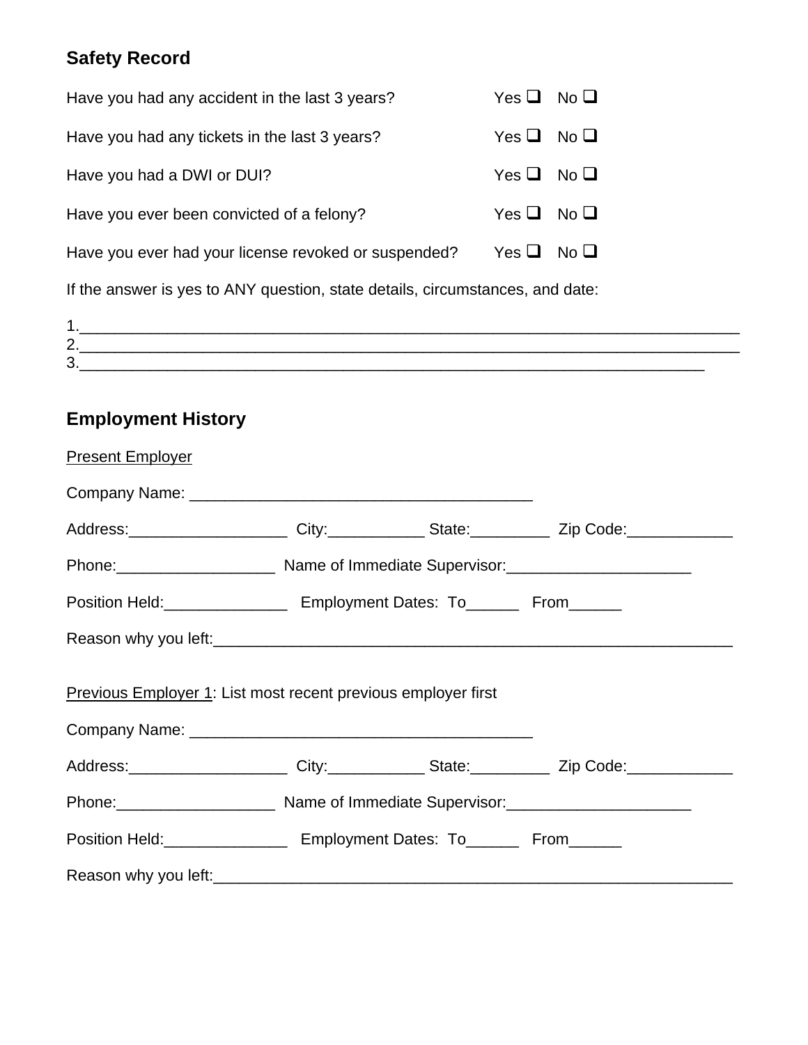## Safety Record

Have you had any accident in the last 3 years? Yes ❑ No ❑

Have you had any tickets in the last 3 years? Yes ❑ No ❑

Have you had a DWI or DUI? Yes ❑ No ❑

Have you ever been convicted of a felony? Yes ❑ No ❑

Have you ever had your license revoked or suspended? Yes ❑ No ❑

If the answer is yes to ANY question, state details, circumstances, and date:

1.___________________________________________________________________________
2.___________________________________________________________________________
3.______________________________________________________________________

## Employment History

Present Employer

Company Name: ______________________________________

Address:__________________ City:___________ State:_________ Zip Code:____________

Phone:__________________ Name of Immediate Supervisor:_____________________

Position Held:______________ Employment Dates: To______ From______

Reason why you left:__________________________________________________________

Previous Employer 1: List most recent previous employer first

Company Name: ______________________________________

Address:__________________ City:___________ State:_________ Zip Code:____________

Phone:__________________ Name of Immediate Supervisor:_____________________

Position Held:______________ Employment Dates: To______ From______

Reason why you left:__________________________________________________________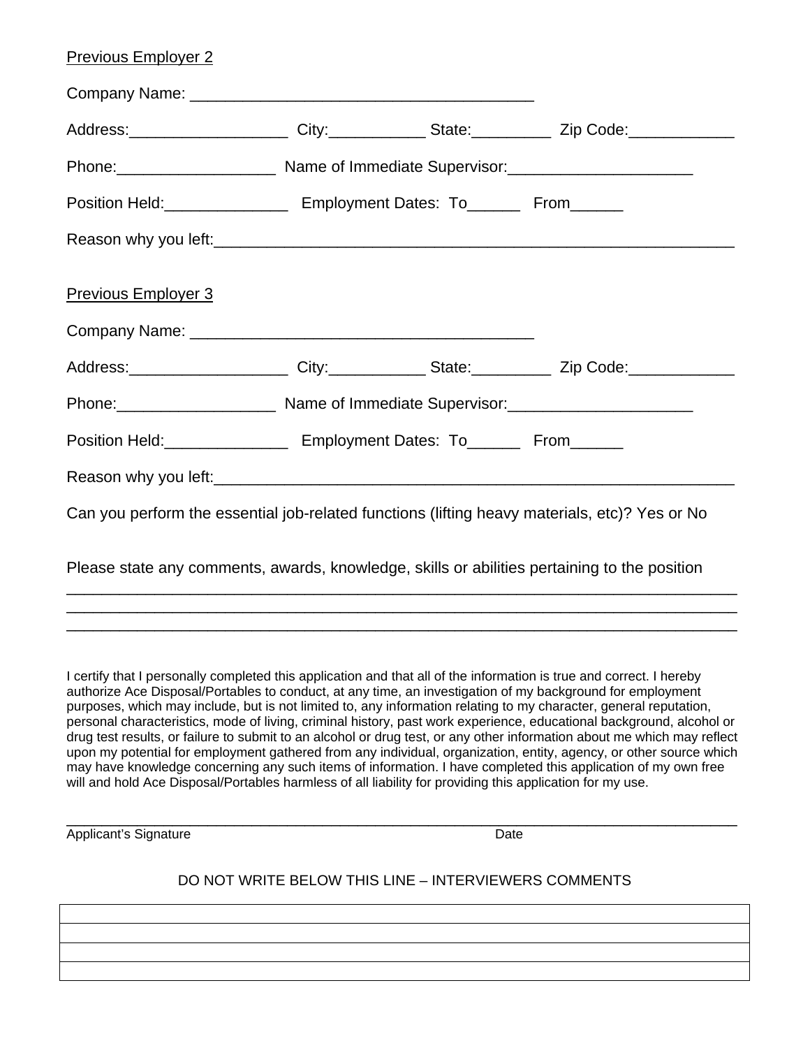Previous Employer 2

Company Name: _______________________________________

Address:__________________ City:___________ State:_________ Zip Code:____________

Phone:__________________ Name of Immediate Supervisor:_____________________

Position Held:______________ Employment Dates: To______ From______

Reason why you left:___________________________________________________________

Previous Employer 3

Company Name: _______________________________________

Address:__________________ City:___________ State:_________ Zip Code:____________

Phone:__________________ Name of Immediate Supervisor:_____________________

Position Held:______________ Employment Dates: To______ From______

Reason why you left:___________________________________________________________

Can you perform the essential job-related functions (lifting heavy materials, etc)? Yes or No

Please state any comments, awards, knowledge, skills or abilities pertaining to the position

_____________________________________________________________________________

_____________________________________________________________________________

_____________________________________________________________________________

I certify that I personally completed this application and that all of the information is true and correct. I hereby authorize Ace Disposal/Portables to conduct, at any time, an investigation of my background for employment purposes, which may include, but is not limited to, any information relating to my character, general reputation, personal characteristics, mode of living, criminal history, past work experience, educational background, alcohol or drug test results, or failure to submit to an alcohol or drug test, or any other information about me which may reflect upon my potential for employment gathered from any individual, organization, entity, agency, or other source which may have knowledge concerning any such items of information. I have completed this application of my own free will and hold Ace Disposal/Portables harmless of all liability for providing this application for my use.

_____________________________________________________________________________

Applicant's Signature Date

DO NOT WRITE BELOW THIS LINE – INTERVIEWERS COMMENTS

| |
|---|
| |
| |
| |
| |